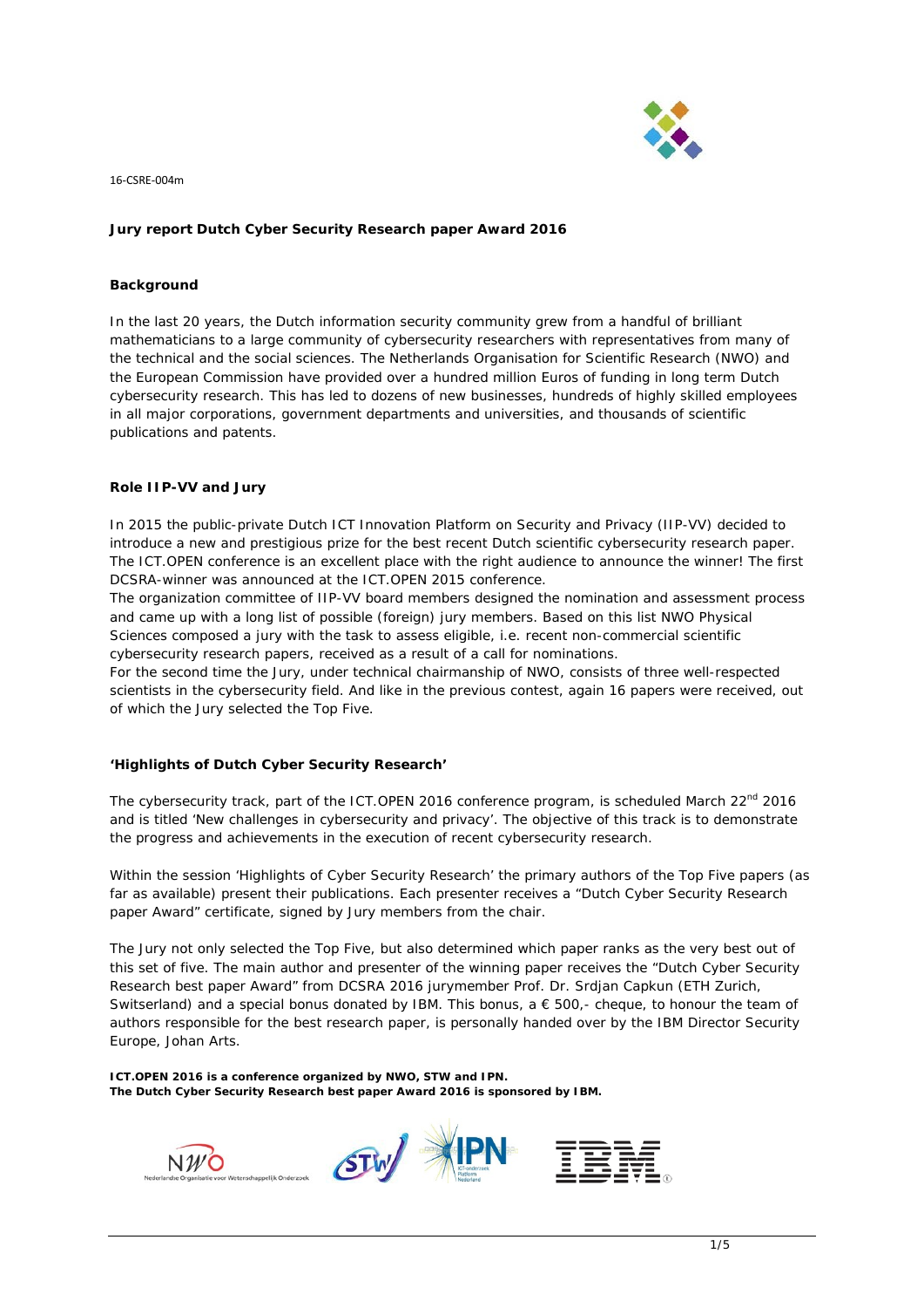16-CSRE-004m

**Jury report Dutch Cyber Security Research paper Award 2016**

**Background**

In the last 20 years, the Dutch information security community grew from a handful of brilliant mathematicians to a large community of cybersecurity researchers with representatives from many of the technical and the social sciences. The Netherlands Organisation for Scientific Research (NWO) and the European Commission have provided over a hundred million Euros of funding in long term Dutch cybersecurity research. This has led to dozens of new businesses, hundreds of highly skilled employees in all major corporations, government departments and universities, and thousands of scientific publications and patents.

**Role IIP-VV and Jury**

In 2015 the public-private Dutch ICT Innovation Platform on Security and Privacy (IIP-VV) decided to introduce a new and prestigious prize for the best recent Dutch scientific cybersecurity research paper. The ICT.OPEN conference is an excellent place with the right audience to announce the winner! The first DCSRA-winner was announced at the ICT.OPEN 2015 conference.

The organization committee of IIP-VV board members designed the nomination and assessment process and came up with a long list of possible (foreign) jury members. Based on this list NWO Physical Sciences composed a jury with the task to assess eligible, i.e. recent non-commercial scientific cybersecurity research papers, received as a result of a call for nominations.

For the second time the Jury, under technical chairmanship of NWO, consists of three well-respected scientists in the cybersecurity field. And like in the previous contest, again 16 papers were received, out of which the Jury selected the Top Five.

**'Highlights of Dutch Cyber Security Research'**

The cybersecurity track, part of the ICT.OPEN 2016 conference program, is scheduled March 22nd 2016 and is titled 'New challenges in cybersecurity and privacy'. The objective of this track is to demonstrate the progress and achievements in the execution of recent cybersecurity research.

Within the session 'Highlights of Cyber Security Research' the primary authors of the Top Five papers (as far as available) present their publications. Each presenter receives a "Dutch Cyber Security Research paper Award" certificate, signed by Jury members from the chair.

The Jury not only selected the Top Five, but also determined which paper ranks as the very best out of this set of five. The main author and presenter of the winning paper receives the "Dutch Cyber Security Research best paper Award" from DCSRA 2016 jurymember Prof. Dr. Srdjan Capkun (ETH Zurich, Switserland) and a special bonus donated by IBM. This bonus, a € 500,- cheque, to honour the team of authors responsible for the best research paper, is personally handed over by the IBM Director Security Europe, Johan Arts.

**ICT.OPEN 2016 is a conference organized by NWO, STW and IPN.**
**The Dutch Cyber Security Research best paper Award 2016 is sponsored by IBM.**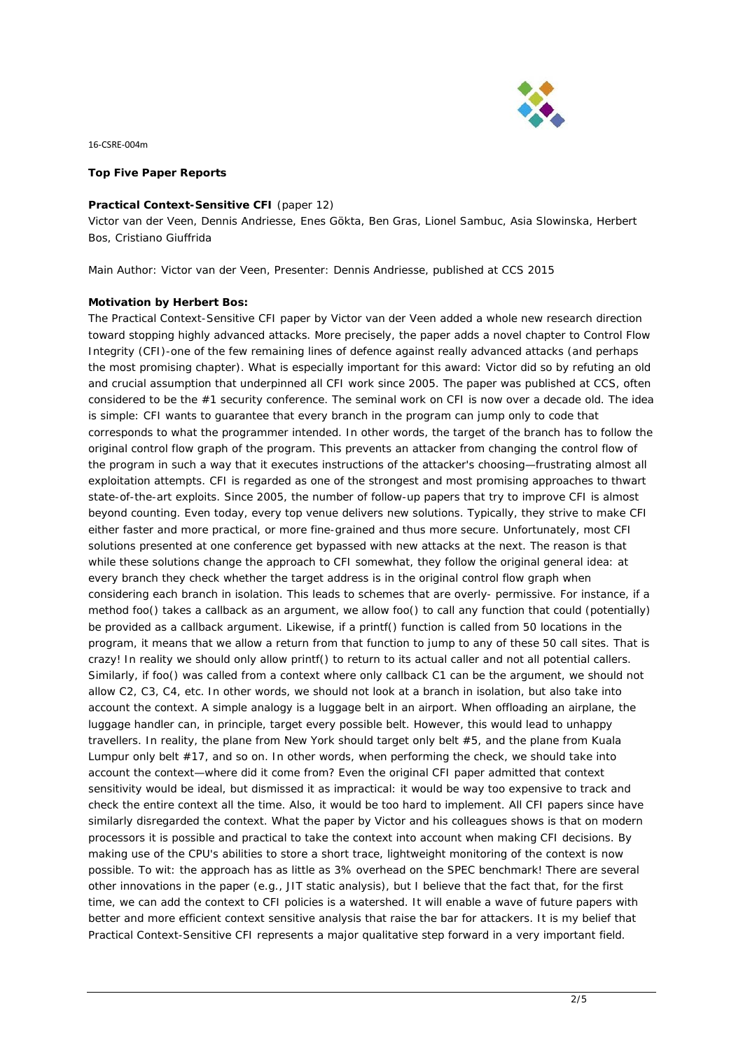16-CSRE-004m

**Top Five Paper Reports**

**Practical Context-Sensitive CFI** (paper 12)
Victor van der Veen, Dennis Andriesse, Enes Gökta, Ben Gras, Lionel Sambuc, Asia Slowinska, Herbert Bos, Cristiano Giuffrida

Main Author: Victor van der Veen, Presenter: Dennis Andriesse, published at CCS 2015

**Motivation by Herbert Bos:**

The Practical Context-Sensitive CFI paper by Victor van der Veen added a whole new research direction toward stopping highly advanced attacks. More precisely, the paper adds a novel chapter to Control Flow Integrity (CFI)-one of the few remaining lines of defence against really advanced attacks (and perhaps the most promising chapter). What is especially important for this award: Victor did so by refuting an old and crucial assumption that underpinned all CFI work since 2005. The paper was published at CCS, often considered to be the #1 security conference. The seminal work on CFI is now over a decade old. The idea is simple: CFI wants to guarantee that every branch in the program can jump only to code that corresponds to what the programmer intended. In other words, the target of the branch has to follow the original control flow graph of the program. This prevents an attacker from changing the control flow of the program in such a way that it executes instructions of the attacker's choosing—frustrating almost all exploitation attempts. CFI is regarded as one of the strongest and most promising approaches to thwart state-of-the-art exploits. Since 2005, the number of follow-up papers that try to improve CFI is almost beyond counting. Even today, every top venue delivers new solutions. Typically, they strive to make CFI either faster and more practical, or more fine-grained and thus more secure. Unfortunately, most CFI solutions presented at one conference get bypassed with new attacks at the next. The reason is that while these solutions change the approach to CFI somewhat, they follow the original general idea: at every branch they check whether the target address is in the original control flow graph when considering each branch in isolation. This leads to schemes that are overly- permissive. For instance, if a method foo() takes a callback as an argument, we allow foo() to call any function that could (potentially) be provided as a callback argument. Likewise, if a printf() function is called from 50 locations in the program, it means that we allow a return from that function to jump to any of these 50 call sites. That is crazy! In reality we should only allow printf() to return to its actual caller and not all potential callers. Similarly, if foo() was called from a context where only callback C1 can be the argument, we should not allow C2, C3, C4, etc. In other words, we should not look at a branch in isolation, but also take into account the context. A simple analogy is a luggage belt in an airport. When offloading an airplane, the luggage handler can, in principle, target every possible belt. However, this would lead to unhappy travellers. In reality, the plane from New York should target only belt #5, and the plane from Kuala Lumpur only belt #17, and so on. In other words, when performing the check, we should take into account the context—where did it come from? Even the original CFI paper admitted that context sensitivity would be ideal, but dismissed it as impractical: it would be way too expensive to track and check the entire context all the time. Also, it would be too hard to implement. All CFI papers since have similarly disregarded the context. What the paper by Victor and his colleagues shows is that on modern processors it is possible and practical to take the context into account when making CFI decisions. By making use of the CPU's abilities to store a short trace, lightweight monitoring of the context is now possible. To wit: the approach has as little as 3% overhead on the SPEC benchmark! There are several other innovations in the paper (e.g., JIT static analysis), but I believe that the fact that, for the first time, we can add the context to CFI policies is a watershed. It will enable a wave of future papers with better and more efficient context sensitive analysis that raise the bar for attackers. It is my belief that Practical Context-Sensitive CFI represents a major qualitative step forward in a very important field.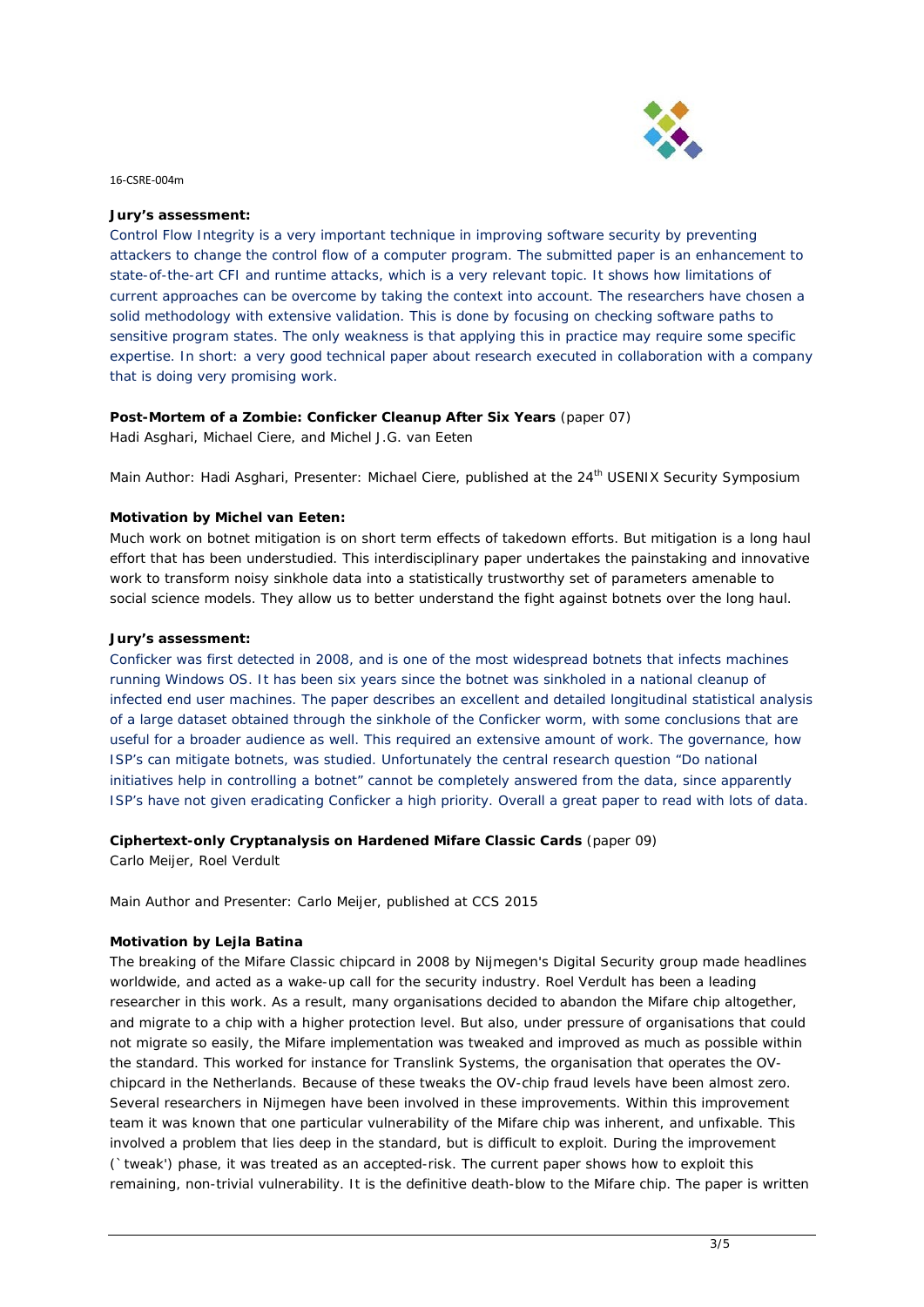16-CSRE-004m

**Jury's assessment:**

Control Flow Integrity is a very important technique in improving software security by preventing attackers to change the control flow of a computer program. The submitted paper is an enhancement to state-of-the-art CFI and runtime attacks, which is a very relevant topic. It shows how limitations of current approaches can be overcome by taking the context into account. The researchers have chosen a solid methodology with extensive validation. This is done by focusing on checking software paths to sensitive program states. The only weakness is that applying this in practice may require some specific expertise. In short: a very good technical paper about research executed in collaboration with a company that is doing very promising work.

**Post-Mortem of a Zombie: Conficker Cleanup After Six Years** (paper 07)
Hadi Asghari, Michael Ciere, and Michel J.G. van Eeten

Main Author: Hadi Asghari, Presenter: Michael Ciere, published at the 24th USENIX Security Symposium

**Motivation by Michel van Eeten:**

Much work on botnet mitigation is on short term effects of takedown efforts. But mitigation is a long haul effort that has been understudied. This interdisciplinary paper undertakes the painstaking and innovative work to transform noisy sinkhole data into a statistically trustworthy set of parameters amenable to social science models. They allow us to better understand the fight against botnets over the long haul.

**Jury's assessment:**

Conficker was first detected in 2008, and is one of the most widespread botnets that infects machines running Windows OS. It has been six years since the botnet was sinkholed in a national cleanup of infected end user machines. The paper describes an excellent and detailed longitudinal statistical analysis of a large dataset obtained through the sinkhole of the Conficker worm, with some conclusions that are useful for a broader audience as well. This required an extensive amount of work. The governance, how ISP's can mitigate botnets, was studied. Unfortunately the central research question "Do national initiatives help in controlling a botnet" cannot be completely answered from the data, since apparently ISP's have not given eradicating Conficker a high priority. Overall a great paper to read with lots of data.

**Ciphertext-only Cryptanalysis on Hardened Mifare Classic Cards** (paper 09)
Carlo Meijer, Roel Verdult

Main Author and Presenter: Carlo Meijer, published at CCS 2015

**Motivation by Lejla Batina**

The breaking of the Mifare Classic chipcard in 2008 by Nijmegen's Digital Security group made headlines worldwide, and acted as a wake-up call for the security industry. Roel Verdult has been a leading researcher in this work. As a result, many organisations decided to abandon the Mifare chip altogether, and migrate to a chip with a higher protection level. But also, under pressure of organisations that could not migrate so easily, the Mifare implementation was tweaked and improved as much as possible within the standard. This worked for instance for Translink Systems, the organisation that operates the OV-chipcard in the Netherlands. Because of these tweaks the OV-chip fraud levels have been almost zero. Several researchers in Nijmegen have been involved in these improvements. Within this improvement team it was known that one particular vulnerability of the Mifare chip was inherent, and unfixable. This involved a problem that lies deep in the standard, but is difficult to exploit. During the improvement (`tweak') phase, it was treated as an accepted-risk. The current paper shows how to exploit this remaining, non-trivial vulnerability. It is the definitive death-blow to the Mifare chip. The paper is written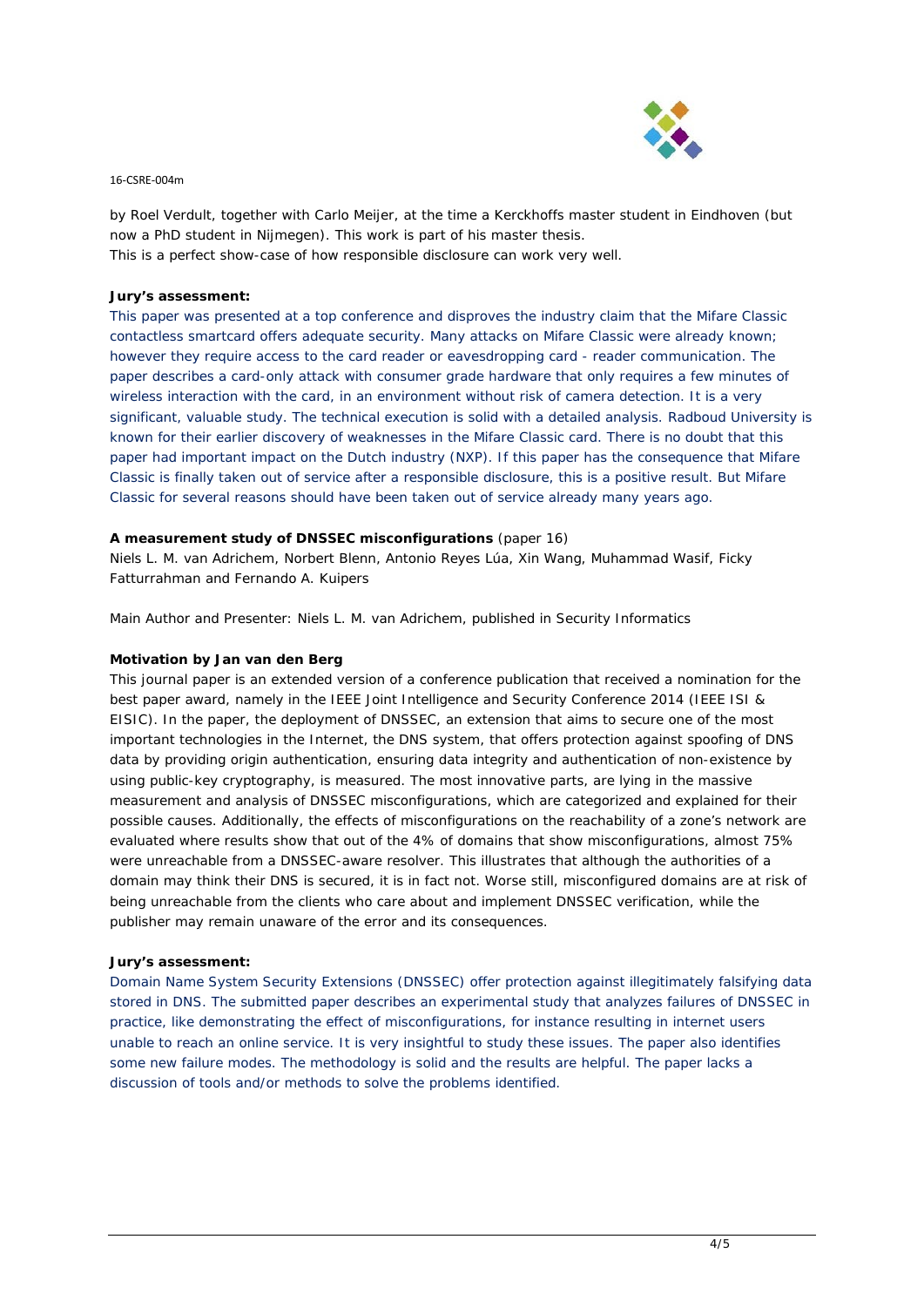by Roel Verdult, together with Carlo Meijer, at the time a Kerckhoffs master student in Eindhoven (but now a PhD student in Nijmegen). This work is part of his master thesis.
This is a perfect show-case of how responsible disclosure can work very well.

**Jury's assessment:**

This paper was presented at a top conference and disproves the industry claim that the Mifare Classic contactless smartcard offers adequate security. Many attacks on Mifare Classic were already known; however they require access to the card reader or eavesdropping card - reader communication. The paper describes a card-only attack with consumer grade hardware that only requires a few minutes of wireless interaction with the card, in an environment without risk of camera detection. It is a very significant, valuable study. The technical execution is solid with a detailed analysis. Radboud University is known for their earlier discovery of weaknesses in the Mifare Classic card. There is no doubt that this paper had important impact on the Dutch industry (NXP). If this paper has the consequence that Mifare Classic is finally taken out of service after a responsible disclosure, this is a positive result. But Mifare Classic for several reasons should have been taken out of service already many years ago.

**A measurement study of DNSSEC misconfigurations** (paper 16)
Niels L. M. van Adrichem, Norbert Blenn, Antonio Reyes Lúa, Xin Wang, Muhammad Wasif, Ficky Fatturrahman and Fernando A. Kuipers

Main Author and Presenter: Niels L. M. van Adrichem, published in Security Informatics

**Motivation by Jan van den Berg**

This journal paper is an extended version of a conference publication that received a nomination for the best paper award, namely in the IEEE Joint Intelligence and Security Conference 2014 (IEEE ISI & EISIC). In the paper, the deployment of DNSSEC, an extension that aims to secure one of the most important technologies in the Internet, the DNS system, that offers protection against spoofing of DNS data by providing origin authentication, ensuring data integrity and authentication of non-existence by using public-key cryptography, is measured. The most innovative parts, are lying in the massive measurement and analysis of DNSSEC misconfigurations, which are categorized and explained for their possible causes. Additionally, the effects of misconfigurations on the reachability of a zone's network are evaluated where results show that out of the 4% of domains that show misconfigurations, almost 75% were unreachable from a DNSSEC-aware resolver. This illustrates that although the authorities of a domain may think their DNS is secured, it is in fact not. Worse still, misconfigured domains are at risk of being unreachable from the clients who care about and implement DNSSEC verification, while the publisher may remain unaware of the error and its consequences.

**Jury's assessment:**

Domain Name System Security Extensions (DNSSEC) offer protection against illegitimately falsifying data stored in DNS. The submitted paper describes an experimental study that analyzes failures of DNSSEC in practice, like demonstrating the effect of misconfigurations, for instance resulting in internet users unable to reach an online service. It is very insightful to study these issues. The paper also identifies some new failure modes. The methodology is solid and the results are helpful. The paper lacks a discussion of tools and/or methods to solve the problems identified.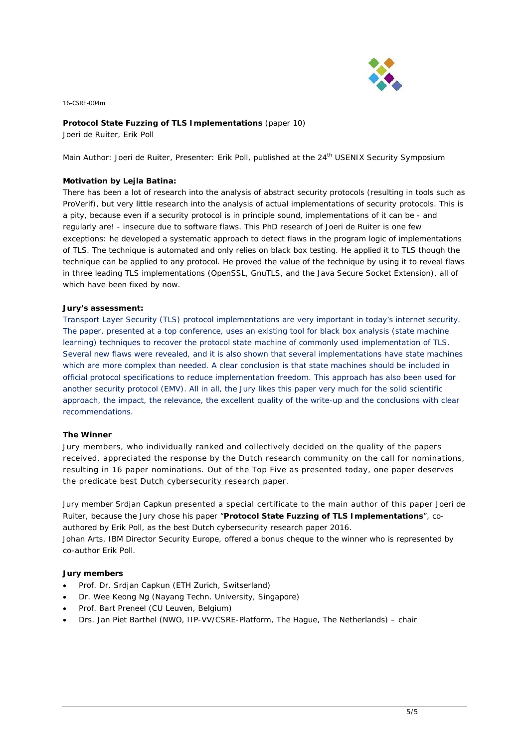16-CSRE-004m

**Protocol State Fuzzing of TLS Implementations** (paper 10)
Joeri de Ruiter, Erik Poll

Main Author: Joeri de Ruiter, Presenter: Erik Poll, published at the 24th USENIX Security Symposium

**Motivation by Lejla Batina:**
There has been a lot of research into the analysis of abstract security protocols (resulting in tools such as ProVerif), but very little research into the analysis of actual implementations of security protocols. This is a pity, because even if a security protocol is in principle sound, implementations of it can be - and regulary are! - insecure due to software flaws. This PhD research of Joeri de Ruiter is one few exceptions: he developed a systematic approach to detect flaws in the program logic of implementations of TLS. The technique is automated and only relies on black box testing. He applied it to TLS though the technique can be applied to any protocol. He proved the value of the technique by using it to reveal flaws in three leading TLS implementations (OpenSSL, GnuTLS, and the Java Secure Socket Extension), all of which have been fixed by now.

**Jury's assessment:**
Transport Layer Security (TLS) protocol implementations are very important in today's internet security. The paper, presented at a top conference, uses an existing tool for black box analysis (state machine learning) techniques to recover the protocol state machine of commonly used implementation of TLS. Several new flaws were revealed, and it is also shown that several implementations have state machines which are more complex than needed. A clear conclusion is that state machines should be included in official protocol specifications to reduce implementation freedom. This approach has also been used for another security protocol (EMV). All in all, the Jury likes this paper very much for the solid scientific approach, the impact, the relevance, the excellent quality of the write-up and the conclusions with clear recommendations.

**The Winner**
Jury members, who individually ranked and collectively decided on the quality of the papers received, appreciated the response by the Dutch research community on the call for nominations, resulting in 16 paper nominations. Out of the Top Five as presented today, one paper deserves the predicate best Dutch cybersecurity research paper.

Jury member Srdjan Capkun presented a special certificate to the main author of this paper Joeri de Ruiter, because the Jury chose his paper "**Protocol State Fuzzing of TLS Implementations**", co-authored by Erik Poll, as the best Dutch cybersecurity research paper 2016.
Johan Arts, IBM Director Security Europe, offered a bonus cheque to the winner who is represented by co-author Erik Poll.

**Jury members**

- Prof. Dr. Srdjan Capkun (ETH Zurich, Switserland)
- Dr. Wee Keong Ng (Nayang Techn. University, Singapore)
- Prof. Bart Preneel (CU Leuven, Belgium)
- Drs. Jan Piet Barthel (NWO, IIP-VV/CSRE-Platform, The Hague, The Netherlands) – chair